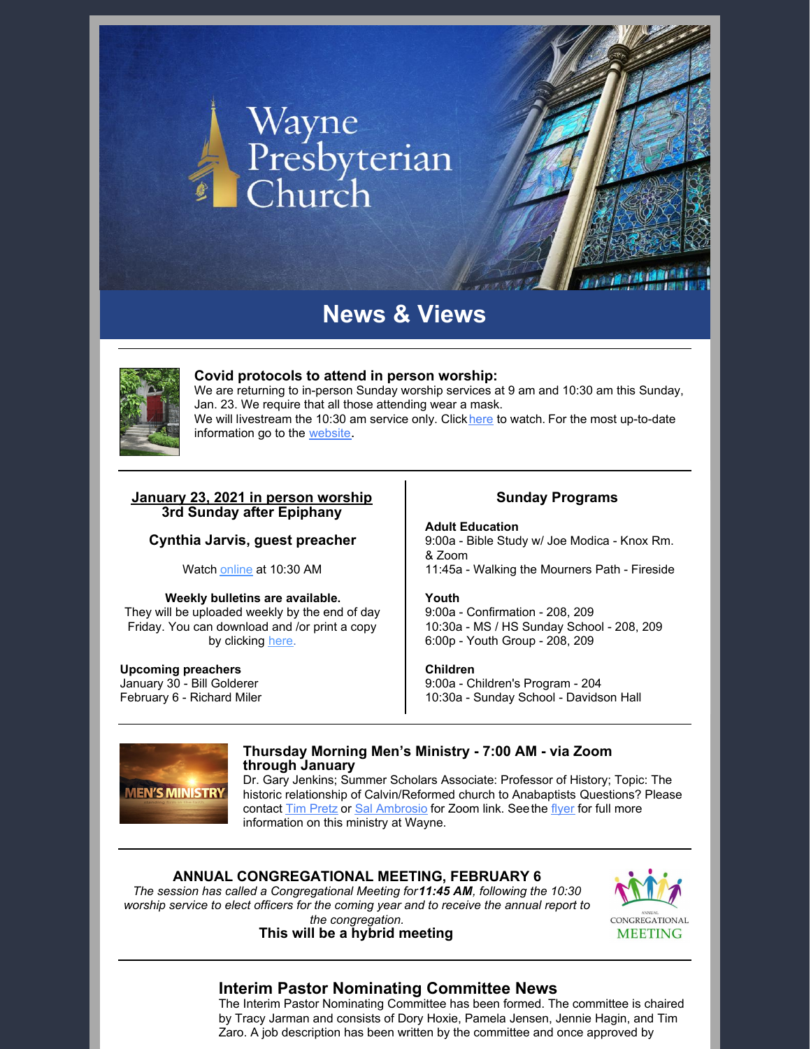# Wayne Presbyterian Church

## News & Views

---

### Covid protocols to attend in person worship:

We are returning to in-person Sunday worship services at 9 am and 10:30 am this Sunday, Jan. 23. We require that all those attending wear a mask.
We will livestream the 10:30 am service only. Click here to watch. For the most up-to-date information go to the website.

---

**January 23, 2021 in person worship**
**3rd Sunday after Epiphany**

**Cynthia Jarvis, guest preacher**

Watch online at 10:30 AM

**Weekly bulletins are available.**
They will be uploaded weekly by the end of day Friday. You can download and /or print a copy by clicking here.

**Upcoming preachers**
January 30 - Bill Golderer
February 6 - Richard Miler

### Sunday Programs

**Adult Education**
9:00a - Bible Study w/ Joe Modica - Knox Rm. & Zoom
11:45a - Walking the Mourners Path - Fireside

**Youth**
9:00a - Confirmation - 208, 209
10:30a - MS / HS Sunday School - 208, 209
6:00p - Youth Group - 208, 209

**Children**
9:00a - Children's Program - 204
10:30a - Sunday School - Davidson Hall

---

### Thursday Morning Men's Ministry - 7:00 AM - via Zoom through January

Dr. Gary Jenkins; Summer Scholars Associate: Professor of History; Topic: The historic relationship of Calvin/Reformed church to Anabaptists Questions? Please contact Tim Pretz or Sal Ambrosio for Zoom link. See the flyer for full more information on this ministry at Wayne.

---

### ANNUAL CONGREGATIONAL MEETING, FEBRUARY 6

*The session has called a Congregational Meeting for **11:45 AM**, following the 10:30 worship service to elect officers for the coming year and to receive the annual report to the congregation.*

**This will be a hybrid meeting**

---

### Interim Pastor Nominating Committee News

The Interim Pastor Nominating Committee has been formed. The committee is chaired by Tracy Jarman and consists of Dory Hoxie, Pamela Jensen, Jennie Hagin, and Tim Zaro. A job description has been written by the committee and once approved by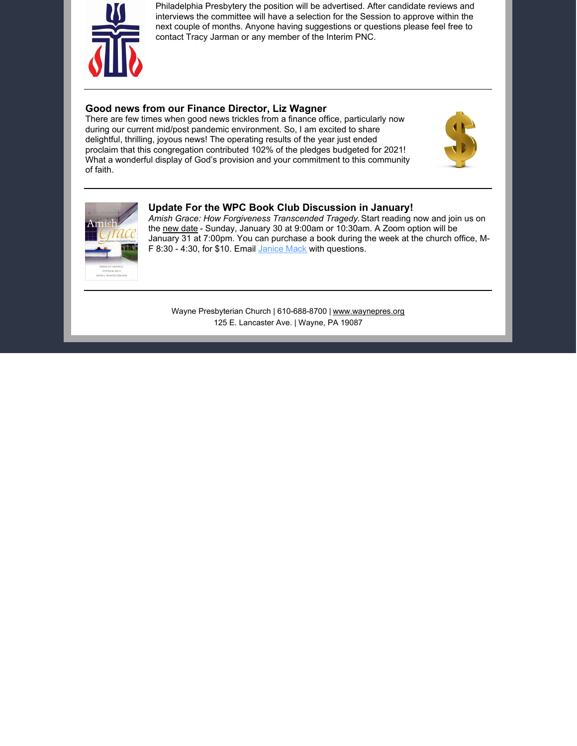Philadelphia Presbytery the position will be advertised. After candidate reviews and interviews the committee will have a selection for the Session to approve within the next couple of months. Anyone having suggestions or questions please feel free to contact Tracy Jarman or any member of the Interim PNC.

---

### Good news from our Finance Director, Liz Wagner

There are few times when good news trickles from a finance office, particularly now during our current mid/post pandemic environment. So, I am excited to share delightful, thrilling, joyous news! The operating results of the year just ended proclaim that this congregation contributed 102% of the pledges budgeted for 2021! What a wonderful display of God's provision and your commitment to this community of faith.

---

### Update For the WPC Book Club Discussion in January!

*Amish Grace: How Forgiveness Transcended Tragedy.* Start reading now and join us on the new date - Sunday, January 30 at 9:00am or 10:30am. A Zoom option will be January 31 at 7:00pm. You can purchase a book during the week at the church office, M-F 8:30 - 4:30, for $10. Email Janice Mack with questions.

---

Wayne Presbyterian Church | 610-688-8700 | www.waynepres.org
125 E. Lancaster Ave. | Wayne, PA 19087